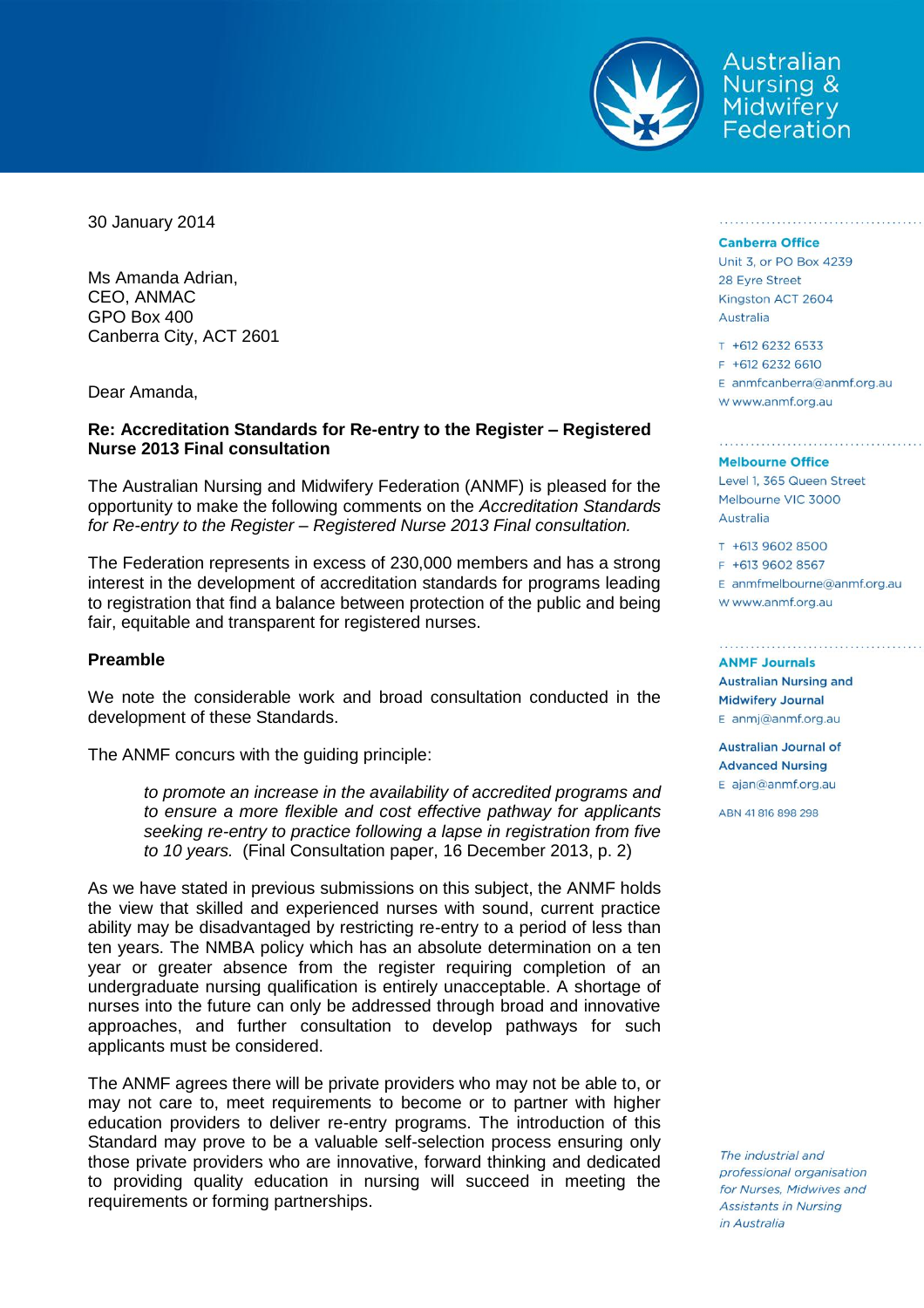Australian Nursing & Midwifery Federation

30 January 2014

Ms Amanda Adrian,
CEO, ANMAC
GPO Box 400
Canberra City, ACT 2601

Dear Amanda,

**Re: Accreditation Standards for Re-entry to the Register – Registered Nurse 2013 Final consultation**

The Australian Nursing and Midwifery Federation (ANMF) is pleased for the opportunity to make the following comments on the *Accreditation Standards for Re-entry to the Register – Registered Nurse 2013 Final consultation.*

The Federation represents in excess of 230,000 members and has a strong interest in the development of accreditation standards for programs leading to registration that find a balance between protection of the public and being fair, equitable and transparent for registered nurses.

**Preamble**

We note the considerable work and broad consultation conducted in the development of these Standards.

The ANMF concurs with the guiding principle:

> *to promote an increase in the availability of accredited programs and to ensure a more flexible and cost effective pathway for applicants seeking re-entry to practice following a lapse in registration from five to 10 years.* (Final Consultation paper, 16 December 2013, p. 2)

As we have stated in previous submissions on this subject, the ANMF holds the view that skilled and experienced nurses with sound, current practice ability may be disadvantaged by restricting re-entry to a period of less than ten years. The NMBA policy which has an absolute determination on a ten year or greater absence from the register requiring completion of an undergraduate nursing qualification is entirely unacceptable. A shortage of nurses into the future can only be addressed through broad and innovative approaches, and further consultation to develop pathways for such applicants must be considered.

The ANMF agrees there will be private providers who may not be able to, or may not care to, meet requirements to become or to partner with higher education providers to deliver re-entry programs. The introduction of this Standard may prove to be a valuable self-selection process ensuring only those private providers who are innovative, forward thinking and dedicated to providing quality education in nursing will succeed in meeting the requirements or forming partnerships.

**Canberra Office**
Unit 3, or PO Box 4239
28 Eyre Street
Kingston ACT 2604
Australia

T +612 6232 6533
F +612 6232 6610
E anmfcanberra@anmf.org.au
W www.anmf.org.au

**Melbourne Office**
Level 1, 365 Queen Street
Melbourne VIC 3000
Australia

T +613 9602 8500
F +613 9602 8567
E anmfmelbourne@anmf.org.au
W www.anmf.org.au

**ANMF Journals**
**Australian Nursing and Midwifery Journal**
E anmj@anmf.org.au

**Australian Journal of Advanced Nursing**
E ajan@anmf.org.au

ABN 41 816 898 298

*The industrial and professional organisation for Nurses, Midwives and Assistants in Nursing in Australia*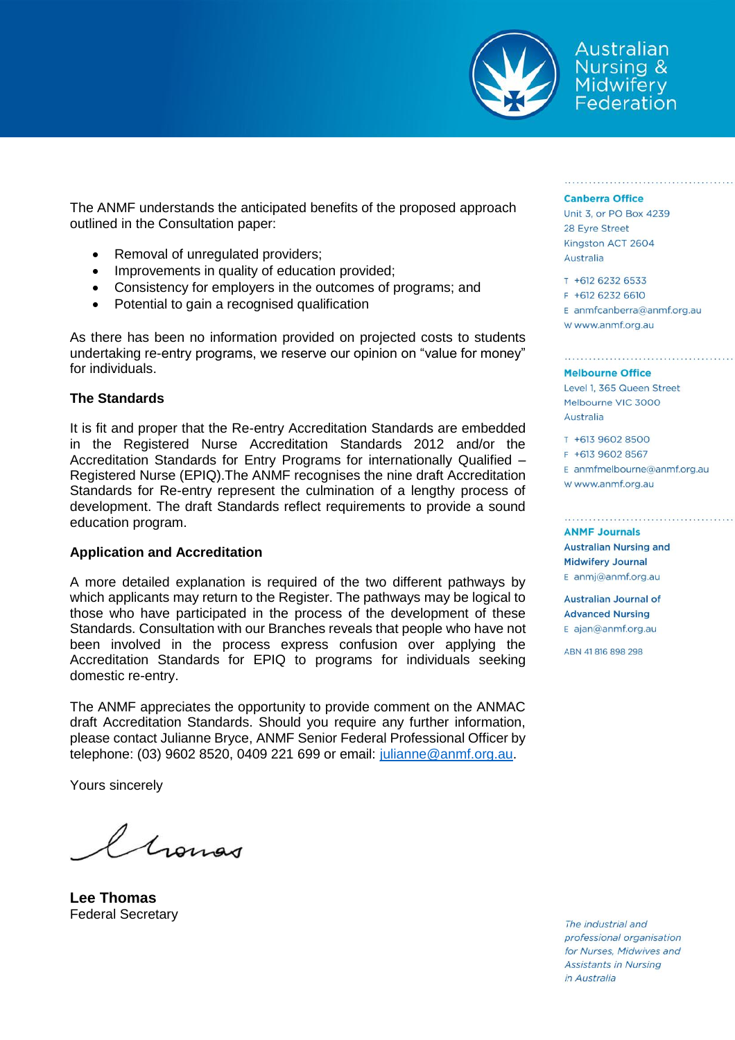The ANMF understands the anticipated benefits of the proposed approach outlined in the Consultation paper:

- Removal of unregulated providers;
- Improvements in quality of education provided;
- Consistency for employers in the outcomes of programs; and
- Potential to gain a recognised qualification

As there has been no information provided on projected costs to students undertaking re-entry programs, we reserve our opinion on "value for money" for individuals.

**The Standards**

It is fit and proper that the Re-entry Accreditation Standards are embedded in the Registered Nurse Accreditation Standards 2012 and/or the Accreditation Standards for Entry Programs for internationally Qualified – Registered Nurse (EPIQ).The ANMF recognises the nine draft Accreditation Standards for Re-entry represent the culmination of a lengthy process of development. The draft Standards reflect requirements to provide a sound education program.

**Application and Accreditation**

A more detailed explanation is required of the two different pathways by which applicants may return to the Register. The pathways may be logical to those who have participated in the process of the development of these Standards. Consultation with our Branches reveals that people who have not been involved in the process express confusion over applying the Accreditation Standards for EPIQ to programs for individuals seeking domestic re-entry.

The ANMF appreciates the opportunity to provide comment on the ANMAC draft Accreditation Standards. Should you require any further information, please contact Julianne Bryce, ANMF Senior Federal Professional Officer by telephone: (03) 9602 8520, 0409 221 699 or email: julianne@anmf.org.au.

Yours sincerely

**Lee Thomas**
Federal Secretary

**Canberra Office**
Unit 3, or PO Box 4239
28 Eyre Street
Kingston ACT 2604
Australia

T +612 6232 6533
F +612 6232 6610
E anmfcanberra@anmf.org.au
W www.anmf.org.au

**Melbourne Office**
Level 1, 365 Queen Street
Melbourne VIC 3000
Australia

T +613 9602 8500
F +613 9602 8567
E anmfmelbourne@anmf.org.au
W www.anmf.org.au

**ANMF Journals**
**Australian Nursing and Midwifery Journal**
E anmj@anmf.org.au

**Australian Journal of Advanced Nursing**
E ajan@anmf.org.au

ABN 41 816 898 298

*The industrial and professional organisation for Nurses, Midwives and Assistants in Nursing in Australia*